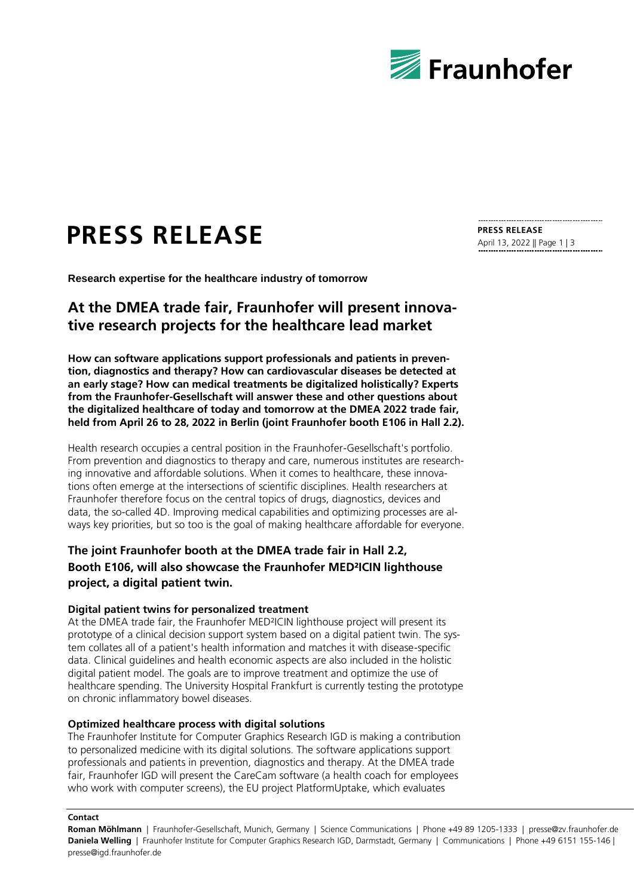# PRESS RELEASE

**PRESS RELEASE**
April 13, 2022 || Page 1 | 3

**Research expertise for the healthcare industry of tomorrow**

## At the DMEA trade fair, Fraunhofer will present innovative research projects for the healthcare lead market

**How can software applications support professionals and patients in prevention, diagnostics and therapy? How can cardiovascular diseases be detected at an early stage? How can medical treatments be digitalized holistically? Experts from the Fraunhofer-Gesellschaft will answer these and other questions about the digitalized healthcare of today and tomorrow at the DMEA 2022 trade fair, held from April 26 to 28, 2022 in Berlin (joint Fraunhofer booth E106 in Hall 2.2).**

Health research occupies a central position in the Fraunhofer-Gesellschaft's portfolio. From prevention and diagnostics to therapy and care, numerous institutes are researching innovative and affordable solutions. When it comes to healthcare, these innovations often emerge at the intersections of scientific disciplines. Health researchers at Fraunhofer therefore focus on the central topics of drugs, diagnostics, devices and data, the so-called 4D. Improving medical capabilities and optimizing processes are always key priorities, but so too is the goal of making healthcare affordable for everyone.

### The joint Fraunhofer booth at the DMEA trade fair in Hall 2.2, Booth E106, will also showcase the Fraunhofer MED²ICIN lighthouse project, a digital patient twin.

**Digital patient twins for personalized treatment**

At the DMEA trade fair, the Fraunhofer MED²ICIN lighthouse project will present its prototype of a clinical decision support system based on a digital patient twin. The system collates all of a patient's health information and matches it with disease-specific data. Clinical guidelines and health economic aspects are also included in the holistic digital patient model. The goals are to improve treatment and optimize the use of healthcare spending. The University Hospital Frankfurt is currently testing the prototype on chronic inflammatory bowel diseases.

**Optimized healthcare process with digital solutions**

The Fraunhofer Institute for Computer Graphics Research IGD is making a contribution to personalized medicine with its digital solutions. The software applications support professionals and patients in prevention, diagnostics and therapy. At the DMEA trade fair, Fraunhofer IGD will present the CareCam software (a health coach for employees who work with computer screens), the EU project PlatformUptake, which evaluates

**Contact**

**Roman Möhlmann** | Fraunhofer-Gesellschaft, Munich, Germany | Science Communications | Phone +49 89 1205-1333 | presse@zv.fraunhofer.de
**Daniela Welling** | Fraunhofer Institute for Computer Graphics Research IGD, Darmstadt, Germany | Communications | Phone +49 6151 155-146 | presse@igd.fraunhofer.de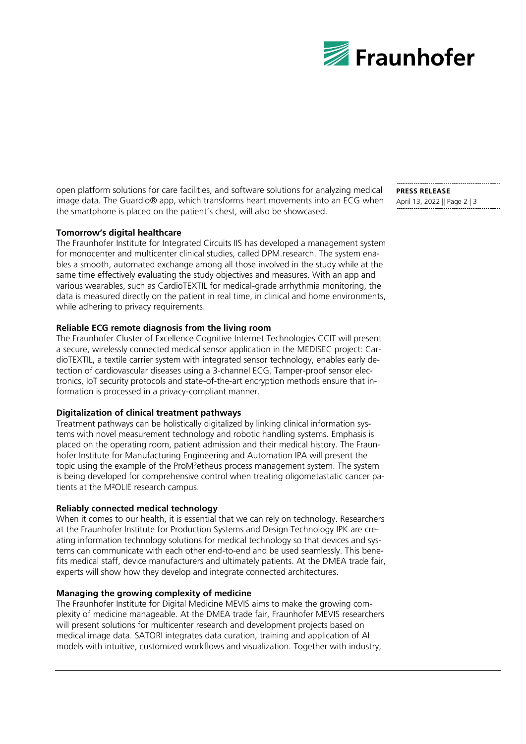open platform solutions for care facilities, and software solutions for analyzing medical image data. The Guardio® app, which transforms heart movements into an ECG when the smartphone is placed on the patient's chest, will also be showcased.

**Tomorrow's digital healthcare**

The Fraunhofer Institute for Integrated Circuits IIS has developed a management system for monocenter and multicenter clinical studies, called DPM.research. The system enables a smooth, automated exchange among all those involved in the study while at the same time effectively evaluating the study objectives and measures. With an app and various wearables, such as CardioTEXTIL for medical-grade arrhythmia monitoring, the data is measured directly on the patient in real time, in clinical and home environments, while adhering to privacy requirements.

**Reliable ECG remote diagnosis from the living room**

The Fraunhofer Cluster of Excellence Cognitive Internet Technologies CCIT will present a secure, wirelessly connected medical sensor application in the MEDISEC project: CardioTEXTIL, a textile carrier system with integrated sensor technology, enables early detection of cardiovascular diseases using a 3-channel ECG. Tamper-proof sensor electronics, IoT security protocols and state-of-the-art encryption methods ensure that information is processed in a privacy-compliant manner.

**Digitalization of clinical treatment pathways**

Treatment pathways can be holistically digitalized by linking clinical information systems with novel measurement technology and robotic handling systems. Emphasis is placed on the operating room, patient admission and their medical history. The Fraunhofer Institute for Manufacturing Engineering and Automation IPA will present the topic using the example of the ProM²etheus process management system. The system is being developed for comprehensive control when treating oligometastatic cancer patients at the M²OLIE research campus.

**Reliably connected medical technology**

When it comes to our health, it is essential that we can rely on technology. Researchers at the Fraunhofer Institute for Production Systems and Design Technology IPK are creating information technology solutions for medical technology so that devices and systems can communicate with each other end-to-end and be used seamlessly. This benefits medical staff, device manufacturers and ultimately patients. At the DMEA trade fair, experts will show how they develop and integrate connected architectures.

**Managing the growing complexity of medicine**

The Fraunhofer Institute for Digital Medicine MEVIS aims to make the growing complexity of medicine manageable. At the DMEA trade fair, Fraunhofer MEVIS researchers will present solutions for multicenter research and development projects based on medical image data. SATORI integrates data curation, training and application of AI models with intuitive, customized workflows and visualization. Together with industry,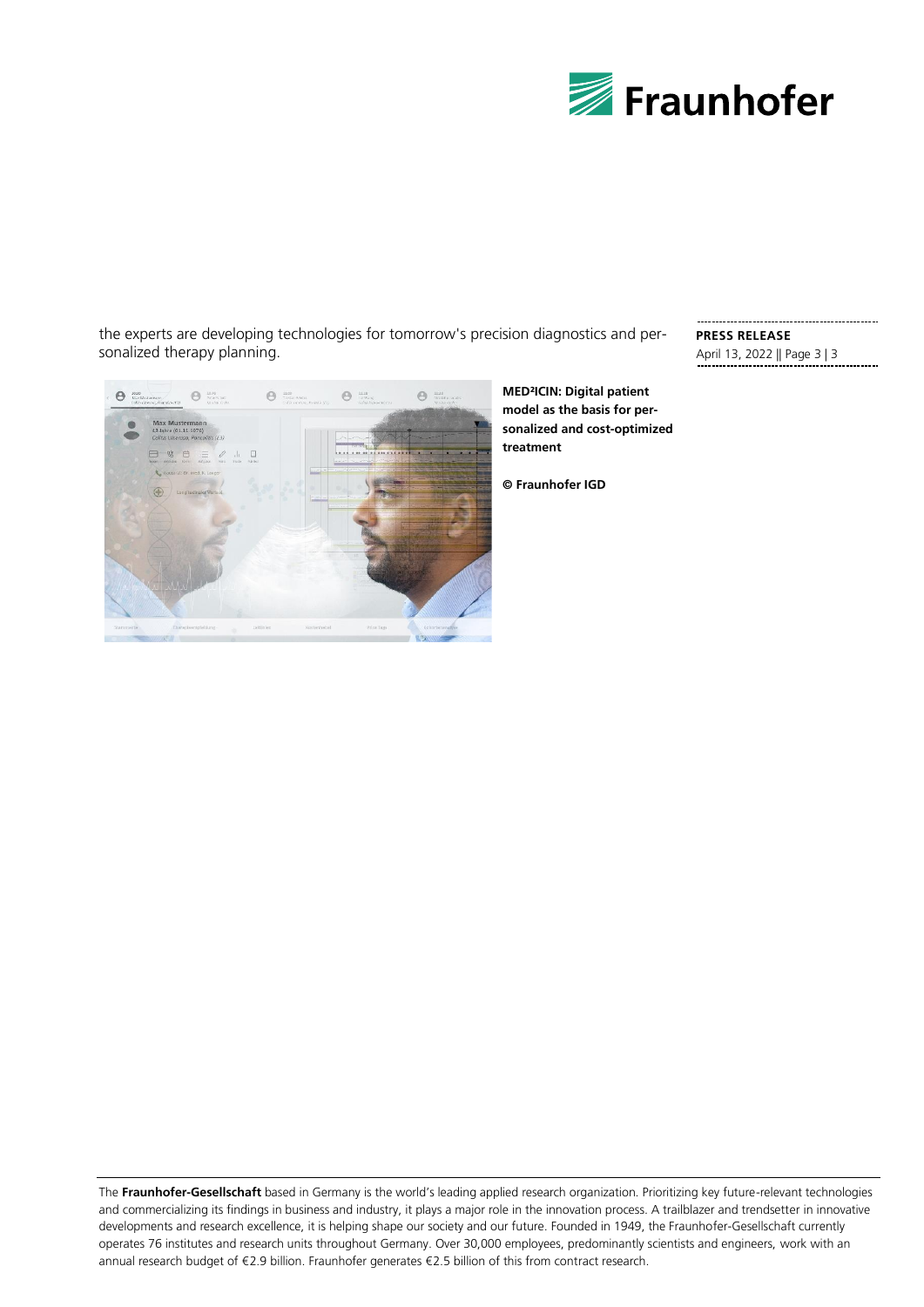the experts are developing technologies for tomorrow's precision diagnostics and personalized therapy planning.

**MED²ICIN: Digital patient model as the basis for personalized and cost-optimized treatment**

**© Fraunhofer IGD**

The **Fraunhofer-Gesellschaft** based in Germany is the world's leading applied research organization. Prioritizing key future-relevant technologies and commercializing its findings in business and industry, it plays a major role in the innovation process. A trailblazer and trendsetter in innovative developments and research excellence, it is helping shape our society and our future. Founded in 1949, the Fraunhofer-Gesellschaft currently operates 76 institutes and research units throughout Germany. Over 30,000 employees, predominantly scientists and engineers, work with an annual research budget of €2.9 billion. Fraunhofer generates €2.5 billion of this from contract research.